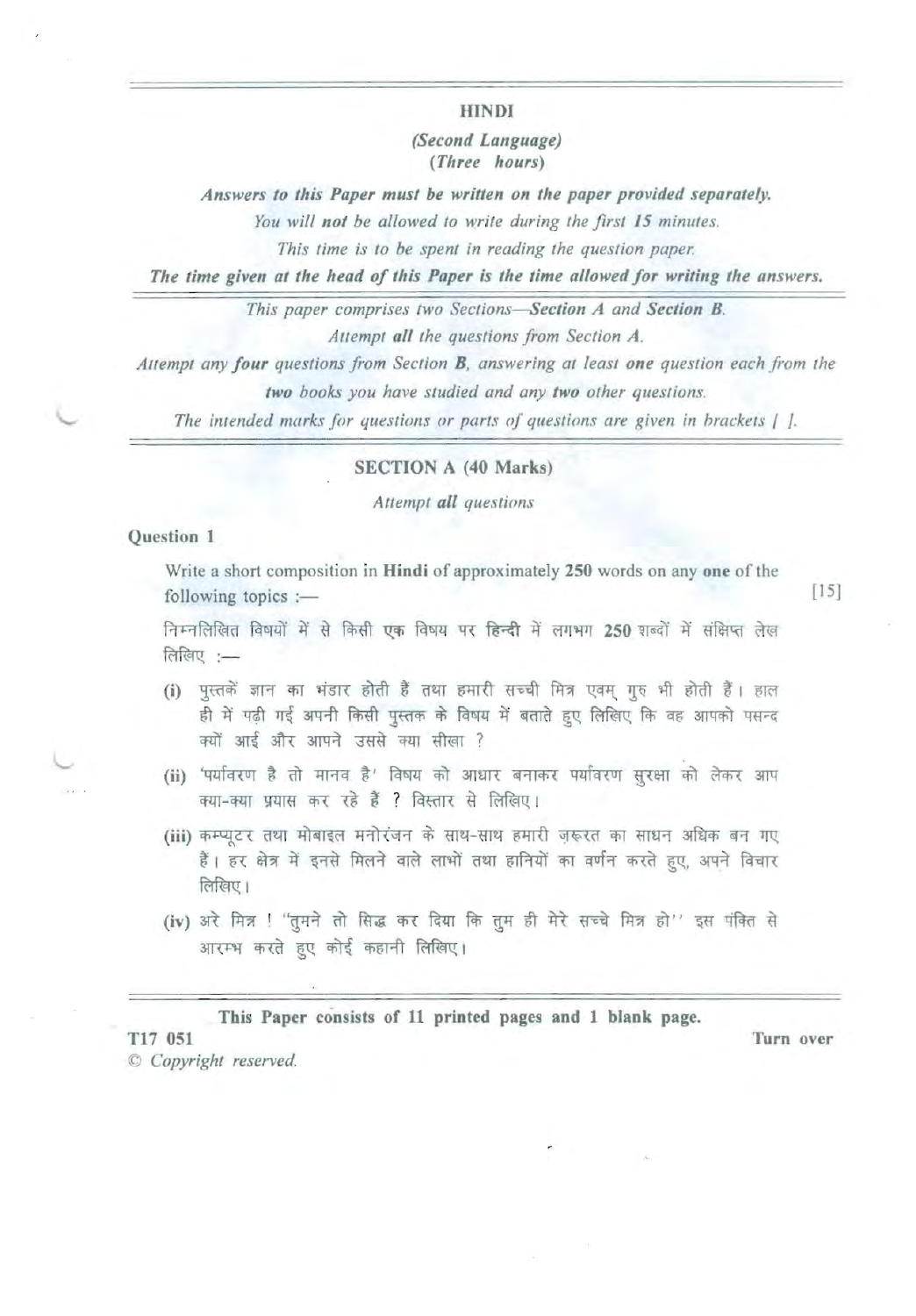# HINDI

*(Second Language)*
*(Three hours)*

***Answers to this Paper must be written on the paper provided separately.***

*You will **not** be allowed to write during the first **15** minutes.*

*This time is to be spent in reading the question paper.*

***The time given at the head of this Paper is the time allowed for writing the answers.***

*This paper comprises two Sections—**Section A** and **Section B**.*

*Attempt **all** the questions from Section **A**.*

*Attempt any **four** questions from Section **B**, answering at least **one** question each from the **two** books you have studied and any **two** other questions.*

*The intended marks for questions or parts of questions are given in brackets [ ].*

## SECTION A (40 Marks)

*Attempt **all** questions*

**Question 1**

Write a short composition in **Hindi** of approximately **250** words on any **one** of the following topics :— [15]

निम्नलिखित विषयों में से किसी **एक** विषय पर **हिन्दी** में लगभग **250** शब्दों में संक्षिप्त लेख लिखिए :—

**(i)** पुस्तकें ज्ञान का भंडार होती हैं तथा हमारी सच्ची मित्र एवम् गुरु भी होती हैं। हाल ही में पढ़ी गई अपनी किसी पुस्तक के विषय में बताते हुए लिखिए कि वह आपको पसन्द क्यों आई और आपने उससे क्या सीखा ?

**(ii)** 'पर्यावरण है तो मानव है' विषय को आधार बनाकर पर्यावरण सुरक्षा को लेकर आप क्या-क्या प्रयास कर रहे हैं ? विस्तार से लिखिए।

**(iii)** कम्प्यूटर तथा मोबाइल मनोरंजन के साथ-साथ हमारी ज़रूरत का साधन अधिक बन गए हैं। हर क्षेत्र में इनसे मिलने वाले लाभों तथा हानियों का वर्णन करते हुए, अपने विचार लिखिए।

**(iv)** अरे मित्र ! "तुमने तो सिद्ध कर दिया कि तुम ही मेरे सच्चे मित्र हो" इस पंक्ति से आरम्भ करते हुए कोई कहानी लिखिए।

**This Paper consists of 11 printed pages and 1 blank page.**

T17 051

© *Copyright reserved.*

**Turn over**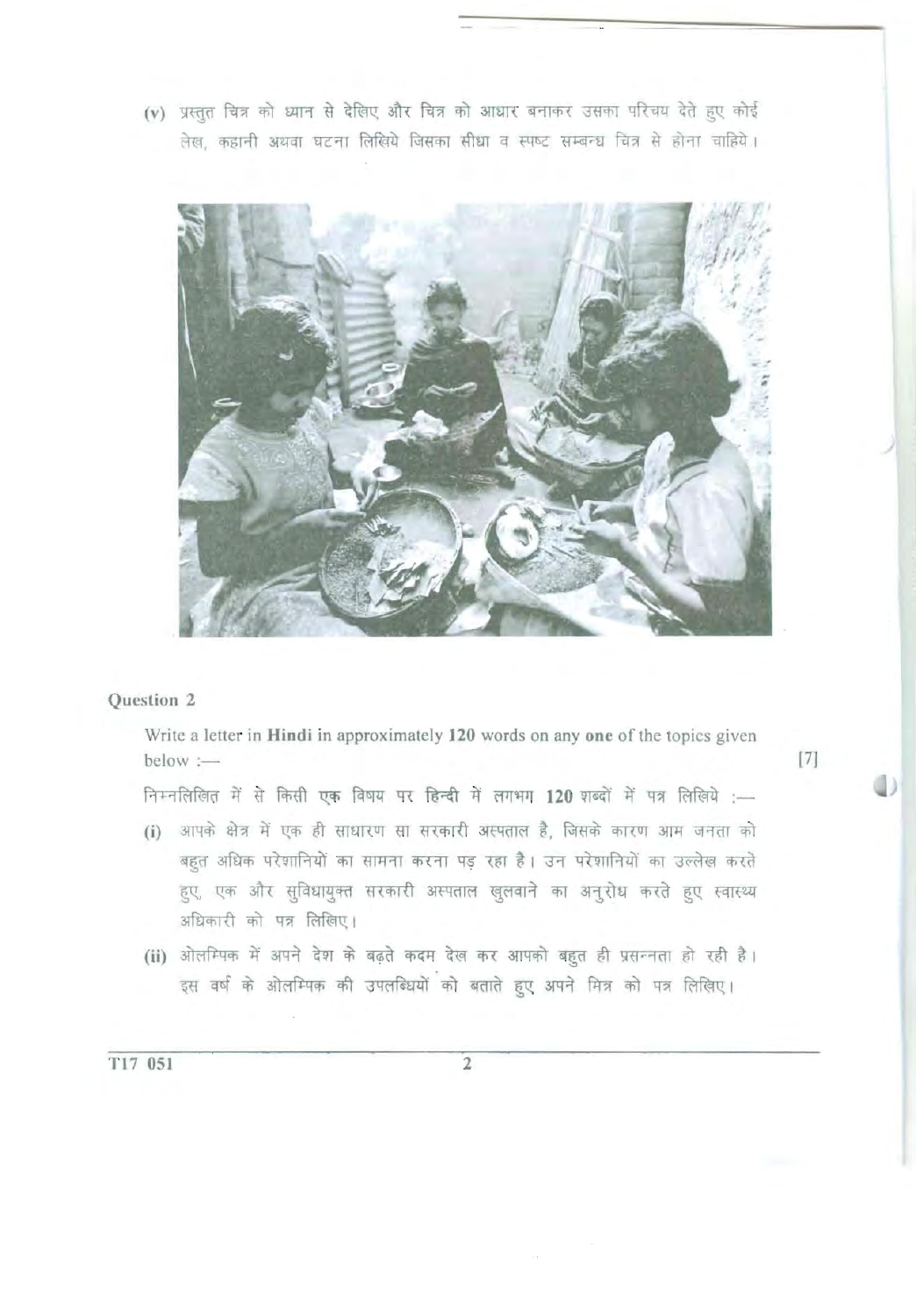(v) प्रस्तुत चित्र को ध्यान से देखिए और चित्र को आधार बनाकर उसका परिचय देते हुए कोई लेख, कहानी अथवा घटना लिखिये जिसका सीधा व स्पष्ट सम्बन्ध चित्र से होना चाहिये।

## Question 2

Write a letter in **Hindi** in approximately **120** words on any **one** of the topics given below :— [7]

निम्नलिखित में से किसी **एक** विषय पर हिन्दी में लगभग **120** शब्दों में पत्र लिखिये :—

(i) आपके क्षेत्र में एक ही साधारण सा सरकारी अस्पताल है, जिसके कारण आम जनता को बहुत अधिक परेशानियों का सामना करना पड़ रहा है। उन परेशानियों का उल्लेख करते हुए, एक और सुविधायुक्त सरकारी अस्पताल खुलवाने का अनुरोध करते हुए स्वास्थ्य अधिकारी को पत्र लिखिए।

(ii) ओलम्पिक में अपने देश के बढ़ते कदम देख कर आपको बहुत ही प्रसन्नता हो रही है। इस वर्ष के ओलम्पिक की उपलब्धियों को बताते हुए अपने मित्र को पत्र लिखिए।

T17 051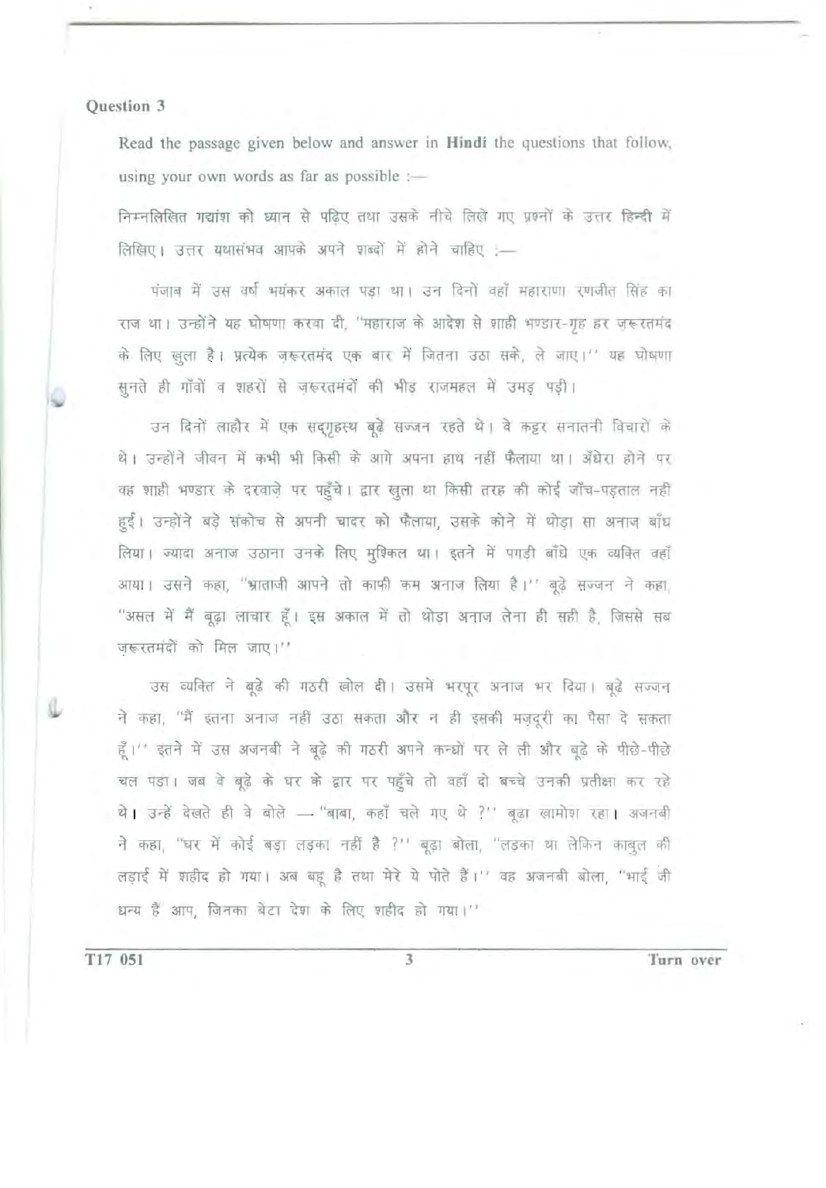## Question 3

Read the passage given below and answer in **Hindi** the questions that follow, using your own words as far as possible :—

निम्नलिखित गद्यांश को ध्यान से पढ़िए तथा उसके नीचे लिखे गए प्रश्नों के उत्तर **हिन्दी** में लिखिए। उत्तर यथासंभव आपके अपने शब्दों में होने चाहिए :—

पंजाब में उस वर्ष भयंकर अकाल पड़ा था। उन दिनों वहाँ महाराणा रणजीत सिंह का राज था। उन्होंने यह घोषणा करवा दी, "महाराज के आदेश से शाही भण्डार-गृह हर ज़रूरतमंद के लिए खुला है। प्रत्येक ज़रूरतमंद एक बार में जितना उठा सके, ले जाए।" यह घोषणा सुनते ही गाँवों व शहरों से ज़रूरतमंदों की भीड़ राजमहल में उमड़ पड़ी।

उन दिनों लाहौर में एक सद्‌गृहस्थ बूढ़े सज्जन रहते थे। वे कट्टर सनातनी विचारों के थे। उन्होंने जीवन में कभी भी किसी के आगे अपना हाथ नहीं फैलाया था। अँधेरा होने पर वह शाही भण्डार के दरवाज़े पर पहुँचे। द्वार खुला था किसी तरह की कोई जाँच-पड़ताल नहीं हुई। उन्होंने बड़े संकोच से अपनी चादर को फैलाया, उसके कोने में थोड़ा सा अनाज बाँध लिया। ज्यादा अनाज उठाना उनके लिए मुश्किल था। इतने में पगड़ी बाँधे एक व्यक्ति वहाँ आया। उसने कहा, "भ्राताजी आपने तो काफी कम अनाज लिया है।" बूढ़े सज्जन ने कहा, "असल में मैं बूढ़ा लाचार हूँ। इस अकाल में तो थोड़ा अनाज लेना ही सही है, जिससे सब ज़रूरतमंदों को मिल जाए।"

उस व्यक्ति ने बूढ़े की गठरी खोल दी। उसमें भरपूर अनाज भर दिया। बूढ़े सज्जन ने कहा, "मैं इतना अनाज नहीं उठा सकता और न ही इसकी मज़दूरी का पैसा दे सकता हूँ।" इतने में उस अजनबी ने बूढ़े की गठरी अपने कन्धों पर ले ली और बूढ़े के पीछे-पीछे चल पड़ा। जब वे बूढ़े के घर के द्वार पर पहुँचे तो वहाँ दो बच्चे उनकी प्रतीक्षा कर रहे थे। उन्हें देखते ही वे बोले — "बाबा, कहाँ चले गए थे ?" बूढ़ा खामोश रहा। अजनबी ने कहा, "घर में कोई बड़ा लड़का नहीं है ?" बूढ़ा बोला, "लड़का था लेकिन काबुल की लड़ाई में शहीद हो गया। अब बहू है तथा मेरे ये पोते हैं।" वह अजनबी बोला, "भाई जी धन्य हैं आप, जिनका बेटा देश के लिए शहीद हो गया।"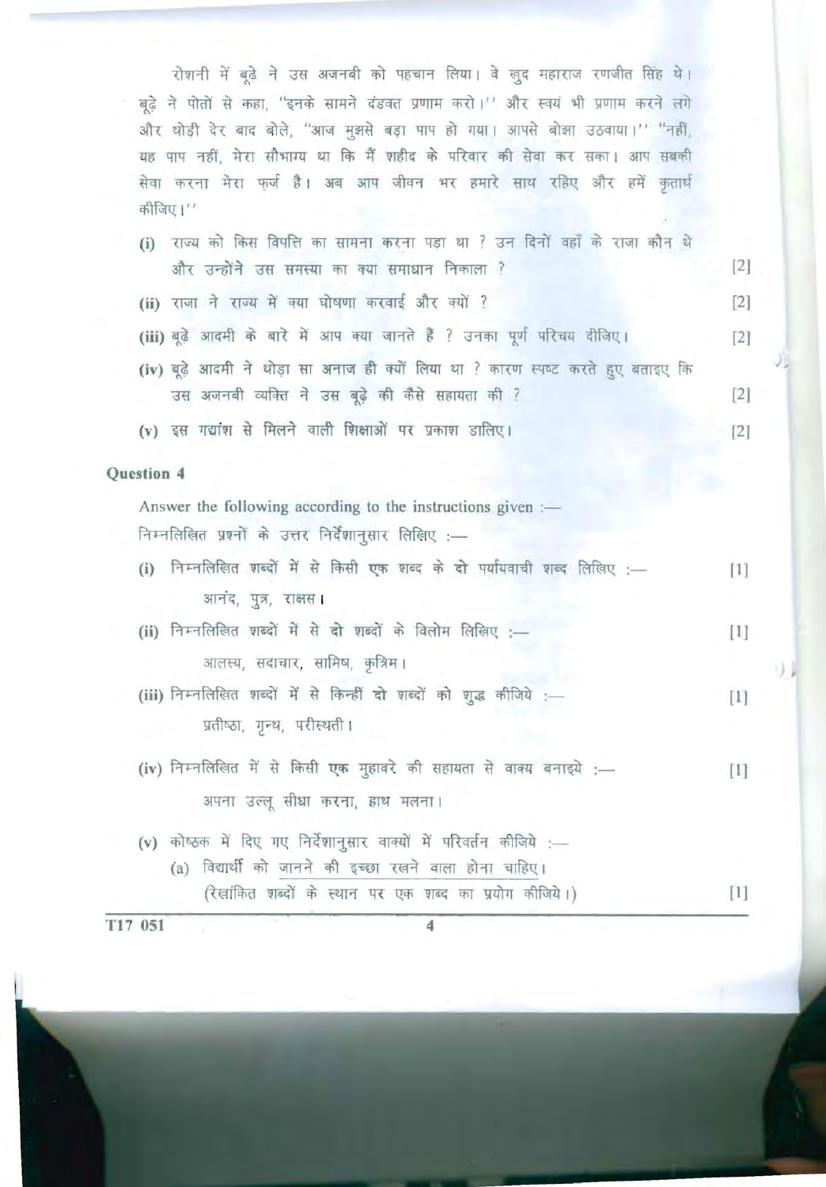रोशनी में बूढ़े ने उस अजनबी को पहचान लिया। वे खुद महाराज रणजीत सिंह थे। बूढ़े ने पोतों से कहा, "इनके सामने दंडवत प्रणाम करो।" और स्वयं भी प्रणाम करने लगे और थोड़ी देर बाद बोले, "आज मुझसे बड़ा पाप हो गया। आपसे बोझा उठवाया।" "नहीं, यह पाप नहीं, मेरा सौभाग्य था कि मैं शहीद के परिवार की सेवा कर सका। आप सबकी सेवा करना मेरा फ़र्ज है। अब आप जीवन भर हमारे साथ रहिए और हमें कृतार्थ कीजिए।"

(i) राज्य को किस विपत्ति का सामना करना पड़ा था ? उन दिनों वहाँ के राजा कौन थे और उन्होंने उस समस्या का क्या समाधान निकाला ? [2]

(ii) राजा ने राज्य में क्या घोषणा करवाई और क्यों ? [2]

(iii) बूढ़े आदमी के बारे में आप क्या जानते हैं ? उनका पूर्ण परिचय दीजिए। [2]

(iv) बूढ़े आदमी ने थोड़ा सा अनाज ही क्यों लिया था ? कारण स्पष्ट करते हुए बताइए कि उस अजनबी व्यक्ति ने उस बूढ़े की कैसे सहायता की ? [2]

(v) इस गद्यांश से मिलने वाली शिक्षाओं पर प्रकाश डालिए। [2]

### Question 4

Answer the following according to the instructions given :—

निम्नलिखित प्रश्नों के उत्तर निर्देशानुसार लिखिए :—

(i) निम्नलिखित शब्दों में से किसी **एक** शब्द के **दो** पर्यायवाची शब्द लिखिए :— [1]

आनंद, पुत्र, राक्षस।

(ii) निम्नलिखित शब्दों में से **दो** शब्दों के विलोम लिखिए :— [1]

आलस्य, सदाचार, सामिष, कृत्रिम।

(iii) निम्नलिखित शब्दों में से किन्हीं **दो** शब्दों को शुद्ध कीजिये :— [1]

प्रतीष्ठा, गृन्थ, परीस्थती।

(iv) निम्नलिखित में से किसी **एक** मुहावरे की सहायता से वाक्य बनाइये :— [1]

अपना उल्लू सीधा करना, हाथ मलना।

(v) कोष्ठक में दिए गए निर्देशानुसार वाक्यों में परिवर्तन कीजिये :—

(a) विद्यार्थी को <u>जानने की इच्छा रखने वाला</u> होना चाहिए।

(रेखांकित शब्दों के स्थान पर एक शब्द का प्रयोग कीजिये।) [1]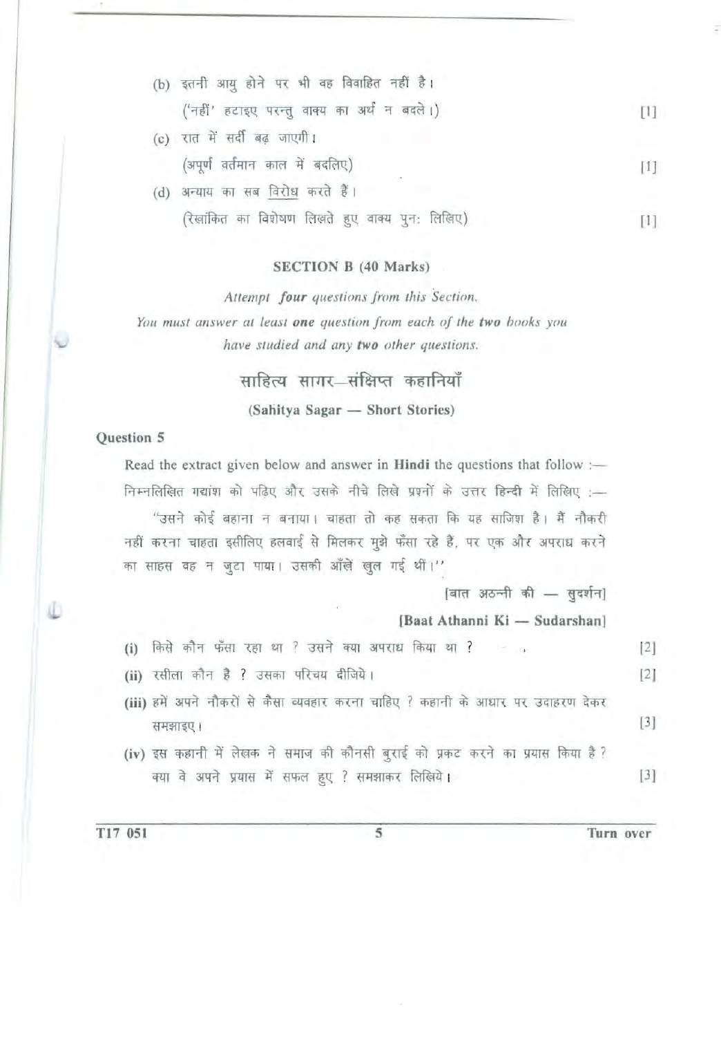(b) इतनी आयु होने पर भी वह विवाहित नहीं है।
('नहीं' हटाइए परन्तु वाक्य का अर्थ न बदले।) [1]

(c) रात में सर्दी बढ़ जाएगी।
(अपूर्ण वर्तमान काल में बदलिए) [1]

(d) अन्याय का सब <u>विरोध</u> करते हैं।
(रेखांकित का विशेषण लिखते हुए वाक्य पुनः लिखिए) [1]

## SECTION B (40 Marks)

*Attempt* ***four*** *questions from this Section.*

*You must answer at least* **one** *question from each of the* **two** *books you have studied and any* **two** *other questions.*

### साहित्य सागर–संक्षिप्त कहानियाँ

**(Sahitya Sagar — Short Stories)**

**Question 5**

Read the extract given below and answer in **Hindi** the questions that follow :—

निम्नलिखित गद्यांश को पढ़िए और उसके नीचे लिखे प्रश्नों के उत्तर **हिन्दी** में लिखिए :—

"उसने कोई बहाना न बनाया। चाहता तो कह सकता कि यह साजिश है। मैं नौकरी नहीं करना चाहता इसीलिए हलवाई से मिलकर मुझे फँसा रहे हैं, पर एक और अपराध करने का साहस वह न जुटा पाया। उसकी आँखें खुल गई थीं।"

[बात अठन्नी की — सुदर्शन]

**[Baat Athanni Ki — Sudarshan]**

**(i)** किसे कौन फँसा रहा था ? उसने क्या अपराध किया था ? [2]

**(ii)** रसीला कौन है ? उसका परिचय दीजिये। [2]

**(iii)** हमें अपने नौकरों से कैसा व्यवहार करना चाहिए ? कहानी के आधार पर उदाहरण देकर समझाइए। [3]

**(iv)** इस कहानी में लेखक ने समाज की कौनसी बुराई को प्रकट करने का प्रयास किया है ? क्या वे अपने प्रयास में सफल हुए ? समझाकर लिखिये। [3]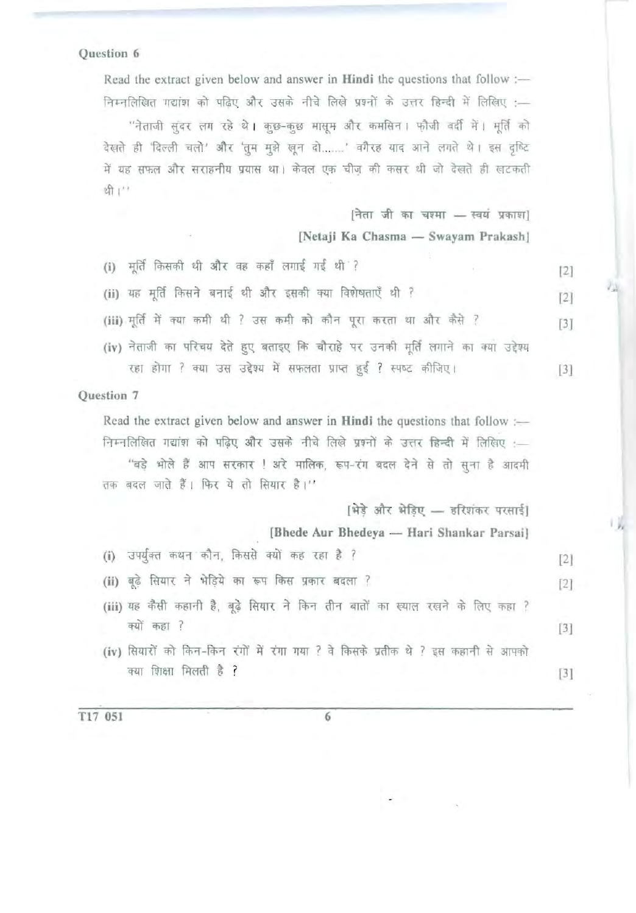**Question 6**

Read the extract given below and answer in **Hindi** the questions that follow :—

निम्नलिखित गद्यांश को पढ़िए और उसके नीचे लिखे प्रश्नों के उत्तर हिन्दी में लिखिए :—

"नेताजी सुंदर लग रहे थे। कुछ-कुछ मासूम और कमसिन। फ़ौजी वर्दी में। मूर्ति को देखते ही 'दिल्ली चलो' और 'तुम मुझे खून दो......' वगैरह याद आने लगते थे। इस दृष्टि में यह सफल और सराहनीय प्रयास था। केवल एक चीज़ की कसर थी जो देखते ही खटकती थी।"

[नेता जी का चश्मा — स्वयं प्रकाश]

**[Netaji Ka Chasma — Swayam Prakash]**

(i) मूर्ति किसकी थी और वह कहाँ लगाई गई थी ? [2]

(ii) यह मूर्ति किसने बनाई थी और इसकी क्या विशेषताएँ थी ? [2]

(iii) मूर्ति में क्या कमी थी ? उस कमी को कौन पूरा करता था और कैसे ? [3]

(iv) नेताजी का परिचय देते हुए बताइए कि चौराहे पर उनकी मूर्ति लगाने का क्या उद्देश्य रहा होगा ? क्या उस उद्देश्य में सफलता प्राप्त हुई ? स्पष्ट कीजिए। [3]

**Question 7**

Read the extract given below and answer in **Hindi** the questions that follow :—

निम्नलिखित गद्यांश को पढ़िए और उसके नीचे लिखे प्रश्नों के उत्तर हिन्दी में लिखिए :—

"बड़े भोले हैं आप सरकार ! अरे मालिक, रूप-रंग बदल देने से तो सुना है आदमी तक बदल जाते हैं। फिर ये तो सियार है।"

[भेड़े और भेड़िए — हरिशंकर परसाई]

**[Bhede Aur Bhedeya — Hari Shankar Parsai]**

(i) उपर्युक्त कथन कौन, किससे क्यों कह रहा है ? [2]

(ii) बूढ़े सियार ने भेड़िये का रूप किस प्रकार बदला ? [2]

(iii) यह कैसी कहानी है, बूढ़े सियार ने किन तीन बातों का ख्याल रखने के लिए कहा ? क्यों कहा ? [3]

(iv) सियारों को किन-किन रंगों में रंगा गया ? वे किसके प्रतीक थे ? इस कहानी से आपको क्या शिक्षा मिलती है ? [3]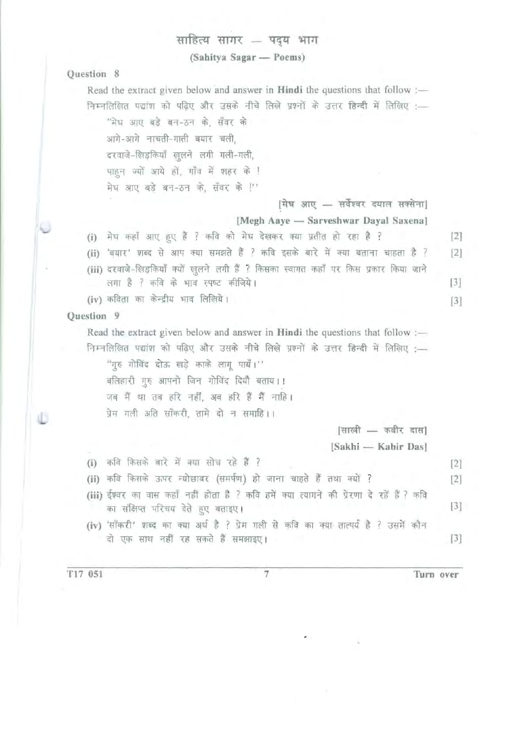# साहित्य सागर — पद्य भाग

## (Sahitya Sagar — Poems)

### Question 8

Read the extract given below and answer in **Hindi** the questions that follow :—

निम्नलिखित पद्यांश को पढ़िए और उसके नीचे लिखे प्रश्नों के उत्तर **हिन्दी** में लिखिए :—

"मेघ आए बड़े बन-ठन के, सँवर के  
आगे-आगे नाचती-गाती बयार चली,  
दरवाजे-खिड़कियाँ खुलने लगी गली-गली,  
पाहुन ज्यों आये हों, गाँव में शहर के !  
मेघ आए बड़े बन-ठन के, सँवर के !"

[मेघ आए — सर्वेश्वर दयाल सक्सेना]

[Megh Aaye — Sarveshwar Dayal Saxena]

(i) मेघ कहाँ आए हुए हैं ? कवि को मेघ देखकर क्या प्रतीत हो रहा है ? [2]

(ii) 'बयार' शब्द से आप क्या समझते हैं ? कवि इसके बारे में क्या बताना चाहता है ? [2]

(iii) दरवाजे-खिड़कियाँ क्यों खुलने लगी हैं ? किसका स्वागत कहाँ पर किस प्रकार किया जाने लगा है ? कवि के भाव स्पष्ट कीजिये। [3]

(iv) कविता का केन्द्रीय भाव लिखिये। [3]

### Question 9

Read the extract given below and answer in **Hindi** the questions that follow :—

निम्नलिखित पद्यांश को पढ़िए और उसके नीचे लिखे प्रश्नों के उत्तर हिन्दी में लिखिए :—

"गुरु गोविंद दोऊ खड़े काके लागू पायँ।"  
बलिहारी गुरु आपनो जिन गोविंद दियौ बताय।।  
जब मैं था तब हरि नहीं, अब हरि हैं मैं नाहि।  
प्रेम गली अति साँकरी, तामे दो न समाहि।।

[साखी — कबीर दास]

[Sakhi — Kabir Das]

(i) कवि किसके बारे में क्या सोच रहे हैं ? [2]

(ii) कवि किसके ऊपर न्योछावर (समर्पण) हो जाना चाहते हैं तथा क्यों ? [2]

(iii) ईश्वर का वास कहाँ नहीं होता है ? कवि हमें क्या त्यागने की प्रेरणा दे रहें हैं ? कवि का संक्षिप्त परिचय देते हुए बताइए। [3]

(iv) 'साँकरी' शब्द का क्या अर्थ है ? प्रेम गली से कवि का क्या तात्पर्य है ? उसमें कौन दो एक साथ नहीं रह सकते हैं समझाइए। [3]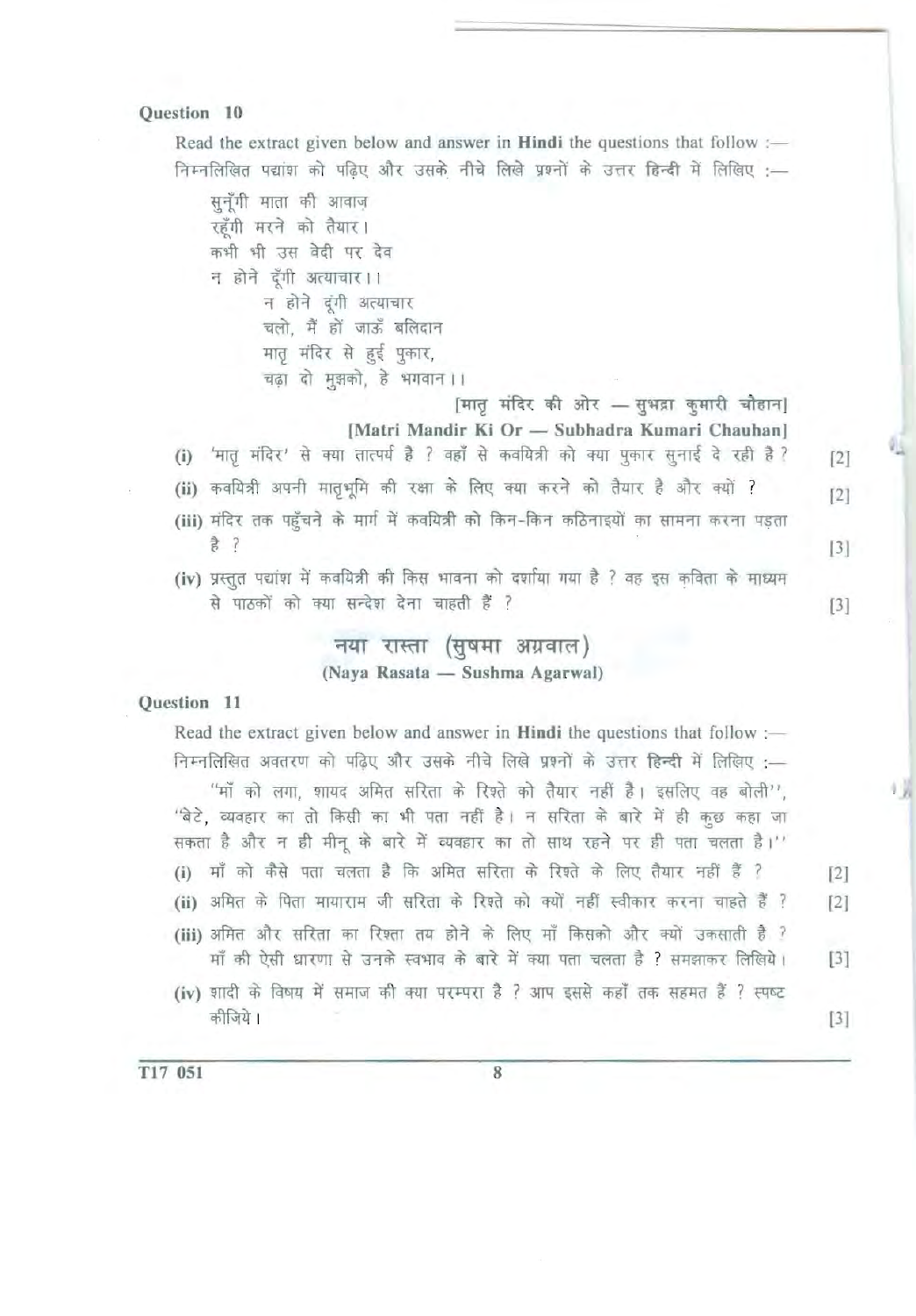**Question 10**

Read the extract given below and answer in **Hindi** the questions that follow :—

निम्नलिखित पद्यांश को पढ़िए और उसके नीचे लिखे प्रश्नों के उत्तर हिन्दी में लिखिए :—

> सुनूँगी माता की आवाज़
> रहूँगी मरने को तैयार।
> कभी भी उस वेदी पर देव
> न होने दूँगी अत्याचार।।
>
> न होने दूंगी अत्याचार
> चलो, मैं हों जाऊँ बलिदान
> मातृ मंदिर से हुई पुकार,
> चढ़ा दो मुझको, हे भगवान।।

[मातृ मंदिर की ओर — सुभद्रा कुमारी चौहान]

**[Matri Mandir Ki Or — Subhadra Kumari Chauhan]**

(i) 'मातृ मंदिर' से क्या तात्पर्य है ? वहाँ से कवयित्री को क्या पुकार सुनाई दे रही है ? [2]

(ii) कवयित्री अपनी मातृभूमि की रक्षा के लिए क्या करने को तैयार है और क्यों ? [2]

(iii) मंदिर तक पहुँचने के मार्ग में कवयित्री को किन-किन कठिनाइयों का सामना करना पड़ता है ? [3]

(iv) प्रस्तुत पद्यांश में कवयित्री की किस भावना को दर्शाया गया है ? वह इस कविता के माध्यम से पाठकों को क्या सन्देश देना चाहती हैं ? [3]

## नया रास्ता (सुषमा अग्रवाल)

**(Naya Rasata — Sushma Agarwal)**

**Question 11**

Read the extract given below and answer in **Hindi** the questions that follow :—

निम्नलिखित अवतरण को पढ़िए और उसके नीचे लिखे प्रश्नों के उत्तर **हिन्दी** में लिखिए :—

"माँ को लगा, शायद अमित सरिता के रिश्ते को तैयार नहीं है। इसलिए वह बोली", "बेटे, व्यवहार का तो किसी का भी पता नहीं है। न सरिता के बारे में ही कुछ कहा जा सकता है और न ही मीनू के बारे में व्यवहार का तो साथ रहने पर ही पता चलता है।"

(i) माँ को कैसे पता चलता है कि अमित सरिता के रिश्ते के लिए तैयार नहीं हैं ? [2]

(ii) अमित के पिता मायाराम जी सरिता के रिश्ते को क्यों नहीं स्वीकार करना चाहते हैं ? [2]

(iii) अमित और सरिता का रिश्ता तय होने के लिए माँ किसको और क्यों उकसाती है ? माँ की ऐसी धारणा से उनके स्वभाव के बारे में क्या पता चलता है ? समझाकर लिखिये। [3]

(iv) शादी के विषय में समाज की क्या परम्परा है ? आप इससे कहाँ तक सहमत हैं ? स्पष्ट कीजिये। [3]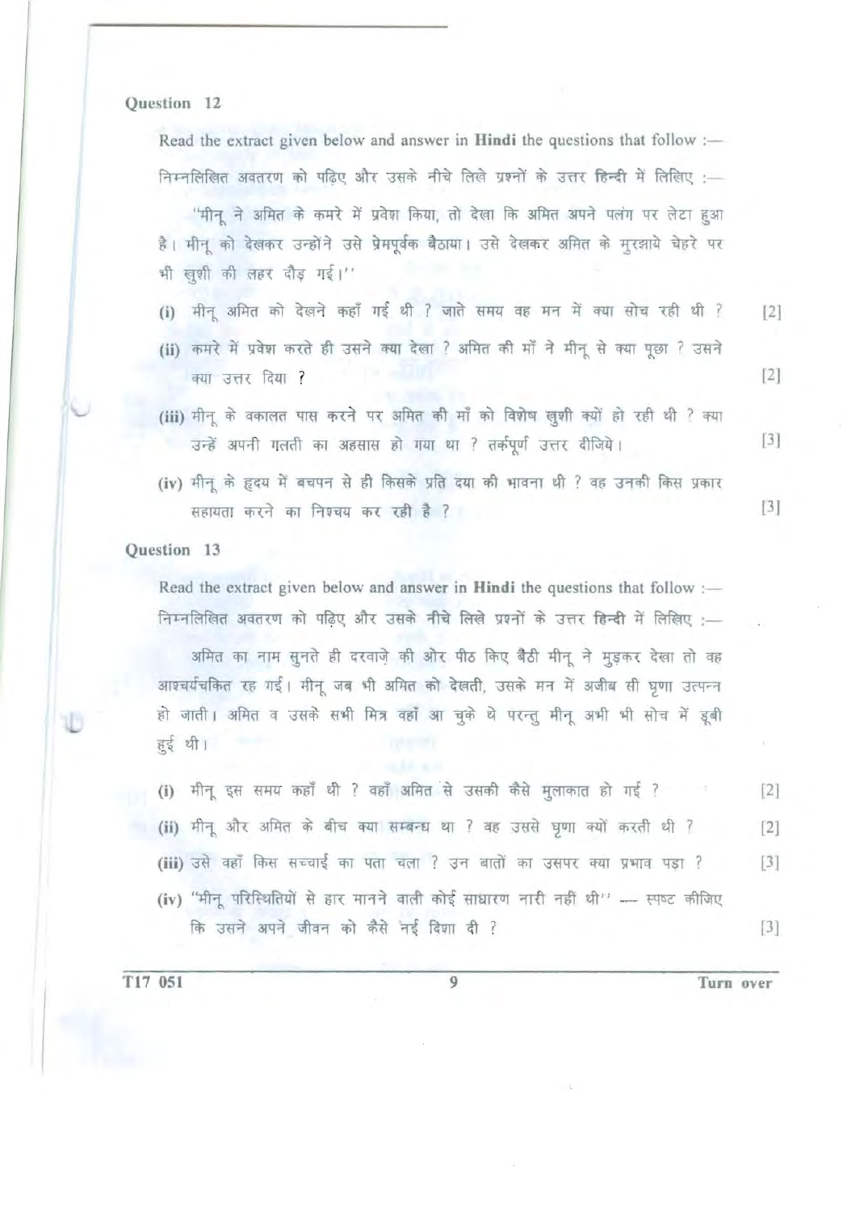## Question 12

Read the extract given below and answer in **Hindi** the questions that follow :—

निम्नलिखित अवतरण को पढ़िए और उसके नीचे लिखे प्रश्नों के उत्तर **हिन्दी** में लिखिए :—

"मीनू ने अमित के कमरे में प्रवेश किया, तो देखा कि अमित अपने पलंग पर लेटा हुआ है। मीनू को देखकर उन्होंने उसे प्रेमपूर्वक बैठाया। उसे देखकर अमित के मुरझाये चेहरे पर भी खुशी की लहर दौड़ गई।"

**(i)** मीनू अमित को देखने कहाँ गई थी ? जाते समय वह मन में क्या सोच रही थी ? [2]

**(ii)** कमरे में प्रवेश करते ही उसने क्या देखा ? अमित की माँ ने मीनू से क्या पूछा ? उसने क्या उत्तर दिया ? [2]

**(iii)** मीनू के वकालत पास करने पर अमित की माँ को विशेष खुशी क्यों हो रही थी ? क्या उन्हें अपनी गलती का अहसास हो गया था ? तर्कपूर्ण उत्तर दीजिये। [3]

**(iv)** मीनू के हृदय में बचपन से ही किसके प्रति दया की भावना थी ? वह उनकी किस प्रकार सहायता करने का निश्चय कर रही है ? [3]

## Question 13

Read the extract given below and answer in **Hindi** the questions that follow :—

निम्नलिखित अवतरण को पढ़िए और उसके नीचे लिखे प्रश्नों के उत्तर **हिन्दी** में लिखिए :—

अमित का नाम सुनते ही दरवाज़े की ओर पीठ किए बैठी मीनू ने मुड़कर देखा तो वह आश्चर्यचकित रह गई। मीनू जब भी अमित को देखती, उसके मन में अजीब सी घृणा उत्पन्न हो जाती। अमित व उसके सभी मित्र वहाँ आ चुके थे परन्तु मीनू अभी भी सोच में डूबी हुई थी।

**(i)** मीनू इस समय कहाँ थी ? वहाँ अमित से उसकी कैसे मुलाकात हो गई ? [2]

**(ii)** मीनू और अमित के बीच क्या सम्बन्ध था ? वह उससे घृणा क्यों करती थी ? [2]

**(iii)** उसे वहाँ किस सच्चाई का पता चला ? उन बातों का उसपर क्या प्रभाव पड़ा ? [3]

**(iv)** "मीनू परिस्थितियों से हार मानने वाली कोई साधारण नारी नहीं थी" — स्पष्ट कीजिए कि उसने अपने जीवन को कैसे नई दिशा दी ? [3]

T17 051

Turn over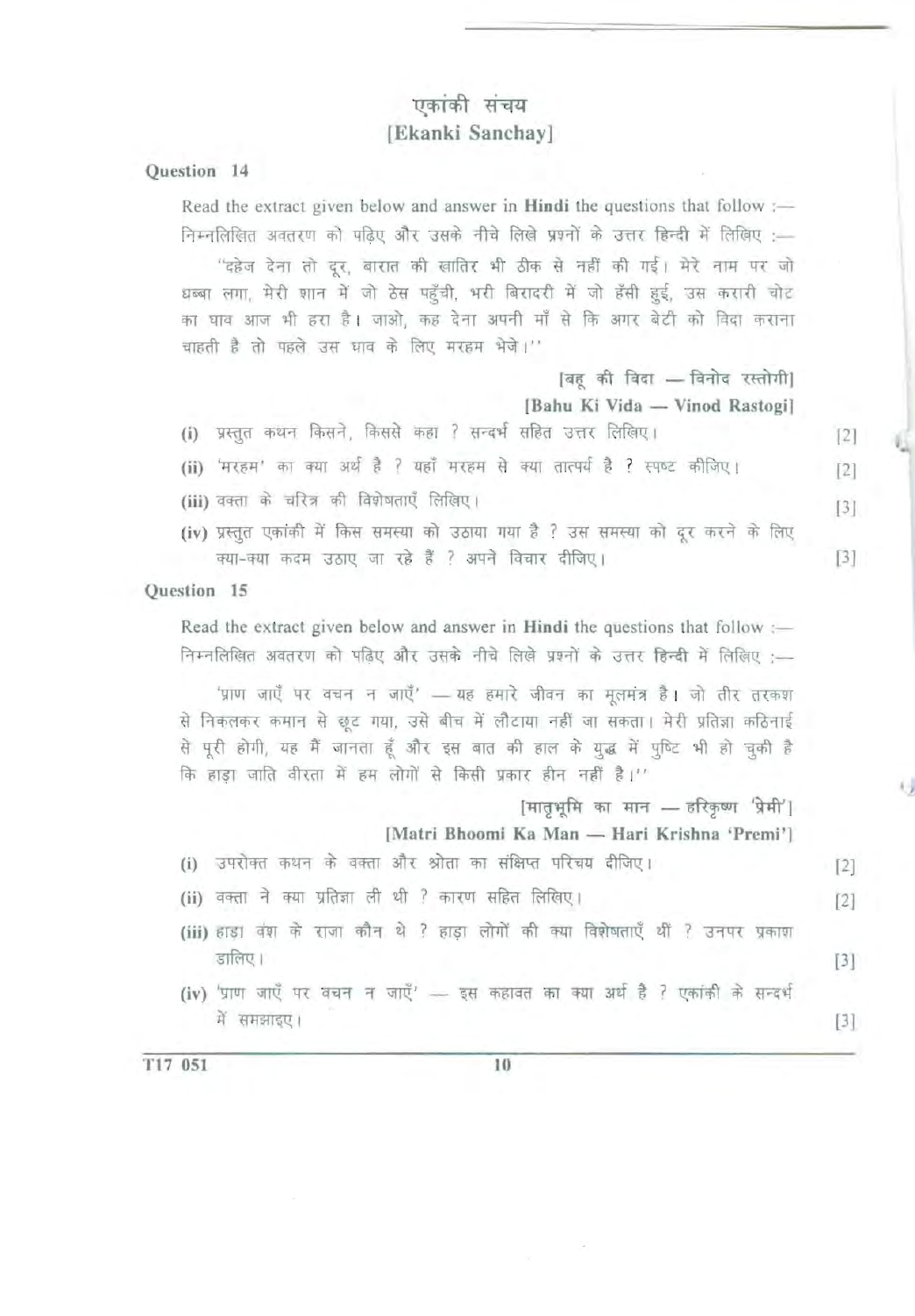## एकांकी संचय
## [Ekanki Sanchay]

**Question 14**

Read the extract given below and answer in **Hindi** the questions that follow :—
निम्नलिखित अवतरण को पढ़िए और उसके नीचे लिखे प्रश्नों के उत्तर हिन्दी में लिखिए :—

"दहेज देना तो दूर, बारात की खातिर भी ठीक से नहीं की गई। मेरे नाम पर जो धब्बा लगा, मेरी शान में जो ठेस पहुँची, भरी बिरादरी में जो हँसी हुई, उस करारी चोट का घाव आज भी हरा है। जाओ, कह देना अपनी माँ से कि अगर बेटी को विदा कराना चाहती है तो पहले उस घाव के लिए मरहम भेजे।"

[बहू की विदा — विनोद रस्तोगी]
[Bahu Ki Vida — Vinod Rastogi]

(i) प्रस्तुत कथन किसने, किससे कहा ? सन्दर्भ सहित उत्तर लिखिए। [2]

(ii) 'मरहम' का क्या अर्थ है ? यहाँ मरहम से क्या तात्पर्य है ? स्पष्ट कीजिए। [2]

(iii) वक्ता के चरित्र की विशेषताएँ लिखिए। [3]

(iv) प्रस्तुत एकांकी में किस समस्या को उठाया गया है ? उस समस्या को दूर करने के लिए क्या-क्या कदम उठाए जा रहे हैं ? अपने विचार दीजिए। [3]

**Question 15**

Read the extract given below and answer in **Hindi** the questions that follow :—
निम्नलिखित अवतरण को पढ़िए और उसके नीचे लिखे प्रश्नों के उत्तर हिन्दी में लिखिए :—

'प्राण जाएँ पर वचन न जाएँ' — यह हमारे जीवन का मूलमंत्र है। जो तीर तरकश से निकलकर कमान से छूट गया, उसे बीच में लौटाया नहीं जा सकता। मेरी प्रतिज्ञा कठिनाई से पूरी होगी, यह मैं जानता हूँ और इस बात की हाल के युद्ध में पुष्टि भी हो चुकी है कि हाड़ा जाति वीरता में हम लोगों से किसी प्रकार हीन नहीं है।"

[मातृभूमि का मान — हरिकृष्ण 'प्रेमी']
[Matri Bhoomi Ka Man — Hari Krishna 'Premi']

(i) उपरोक्त कथन के वक्ता और श्रोता का संक्षिप्त परिचय दीजिए। [2]

(ii) वक्ता ने क्या प्रतिज्ञा ली थी ? कारण सहित लिखिए। [2]

(iii) हाड़ा वंश के राजा कौन थे ? हाड़ा लोगों की क्या विशेषताएँ थीं ? उनपर प्रकाश डालिए। [3]

(iv) 'प्राण जाएँ पर वचन न जाएँ' — इस कहावत का क्या अर्थ है ? एकांकी के सन्दर्भ में समझाइए। [3]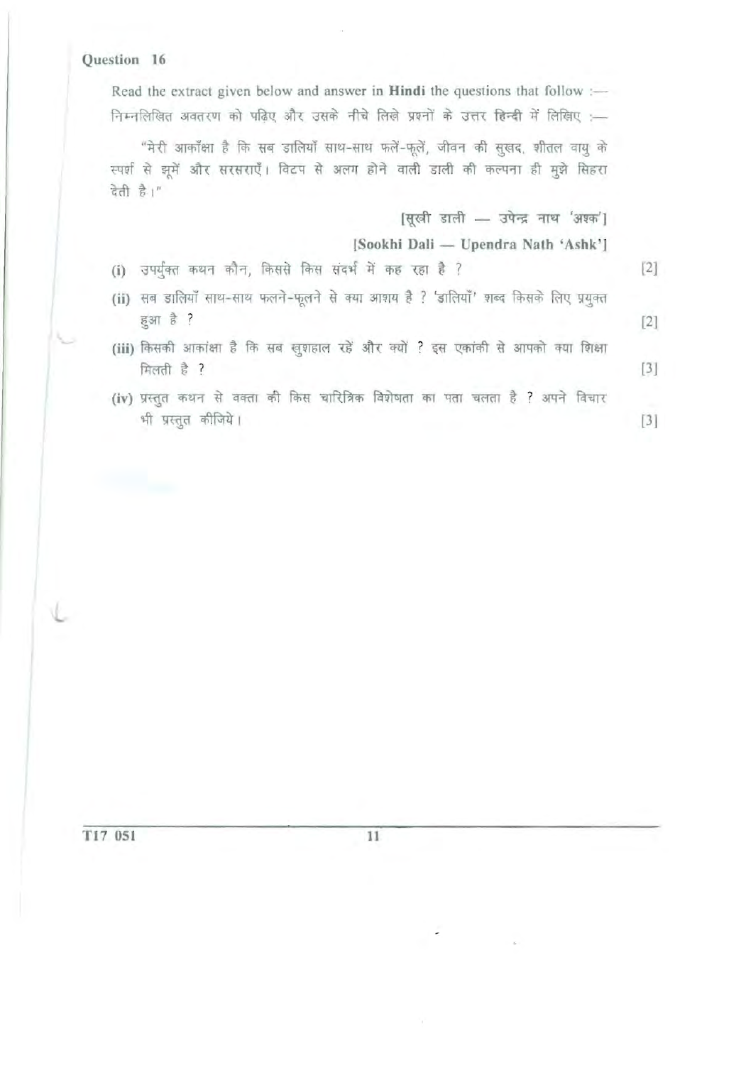**Question 16**

Read the extract given below and answer in **Hindi** the questions that follow :—
निम्नलिखित अवतरण को पढ़िए और उसके नीचे लिखे प्रश्नों के उत्तर **हिन्दी** में लिखिए :—

"मेरी आकाँक्षा है कि सब डालियाँ साथ-साथ फलें-फूलें, जीवन की सुखद, शीतल वायु के स्पर्श से झूमें और सरसराएँ। विटप से अलग होने वाली डाली की कल्पना ही मुझे सिहरा देती है।"

[सूखी डाली — उपेन्द्र नाथ 'अश्क']

**[Sookhi Dali — Upendra Nath 'Ashk']**

(i) उपर्युक्त कथन कौन, किससे किस संदर्भ में कह रहा है ? [2]

(ii) सब डालियाँ साथ-साथ फलने-फूलने से क्या आशय है ? 'डालियाँ' शब्द किसके लिए प्रयुक्त हुआ है ? [2]

(iii) किसकी आकांक्षा है कि सब खुशहाल रहें और क्यों ? इस एकांकी से आपको क्या शिक्षा मिलती है ? [3]

(iv) प्रस्तुत कथन से वक्ता की किस चारित्रिक विशेषता का पता चलता है ? अपने विचार भी प्रस्तुत कीजिये। [3]